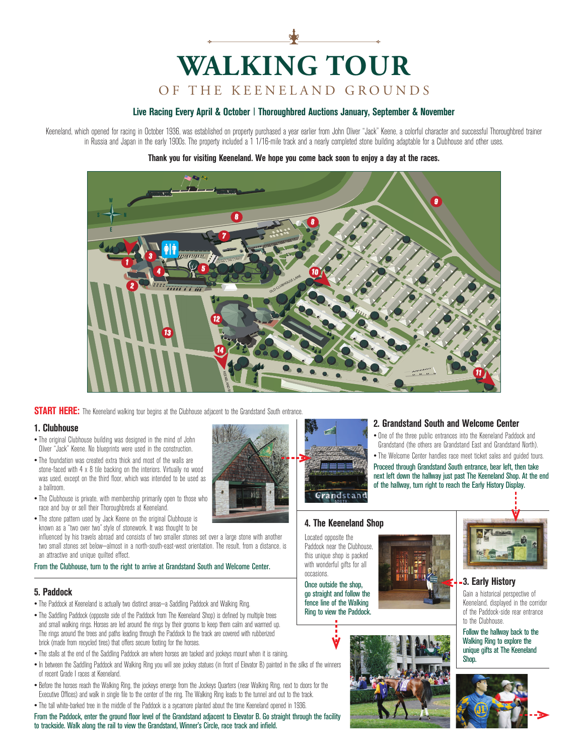# WALKING TOUR

## OF THE KEENELAND GROUNDS

**Live Racing Every April & October | Thoroughbred Auctions January, September & November**

Keeneland, which opened for racing in October 1936, was established on property purchased a year earlier from John Oliver "Jack" Keene, a colorful character and successful Thoroughbred trainer in Russia and Japan in the early 1900s. The property included a 1 1/16-mile track and a nearly completed stone building adaptable for a Clubhouse and other uses.

**Thank you for visiting Keeneland. We hope you come back soon to enjoy a day at the races.**

**START HERE:** The Keeneland walking tour begins at the Clubhouse adjacent to the Grandstand South entrance.

### 1. Clubhouse

- The original Clubhouse building was designed in the mind of John Oliver "Jack" Keene. No blueprints were used in the construction.
- The foundation was created extra thick and most of the walls are stone-faced with 4 x 8 tile backing on the interiors. Virtually no wood was used, except on the third floor, which was intended to be used as a ballroom.
- The Clubhouse is private, with membership primarily open to those who race and buy or sell their Thoroughbreds at Keeneland.
- The stone pattern used by Jack Keene on the original Clubhouse is known as a "two over two" style of stonework. It was thought to be influenced by his travels abroad and consists of two smaller stones set over a large stone with another two small stones set below—almost in a north-south-east-west orientation. The result, from a distance, is an attractive and unique quilted effect.

From the Clubhouse, turn to the right to arrive at Grandstand South and Welcome Center.

### 2. Grandstand South and Welcome Center

- One of the three public entrances into the Keeneland Paddock and Grandstand (the others are Grandstand East and Grandstand North).
- The Welcome Center handles race meet ticket sales and guided tours.

Proceed through Grandstand South entrance, bear left, then take next left down the hallway just past The Keeneland Shop. At the end of the hallway, turn right to reach the Early History Display.

### 3. Early History

Gain a historical perspective of Keeneland, displayed in the corridor of the Paddock-side rear entrance to the Clubhouse.

Follow the hallway back to the Walking Ring to explore the unique gifts at The Keeneland Shop.

### 4. The Keeneland Shop

Located opposite the Paddock near the Clubhouse, this unique shop is packed with wonderful gifts for all occasions.

Once outside the shop, go straight and follow the fence line of the Walking Ring to view the Paddock.

### 5. Paddock

- The Paddock at Keeneland is actually two distinct areas—a Saddling Paddock and Walking Ring.
- The Saddling Paddock (opposite side of the Paddock from The Keeneland Shop) is defined by multiple trees and small walking rings. Horses are led around the rings by their grooms to keep them calm and warmed up. The rings around the trees and paths leading through the Paddock to the track are covered with rubberized brick (made from recycled tires) that offers secure footing for the horses.
- The stalls at the end of the Saddling Paddock are where horses are tacked and jockeys mount when it is raining.
- In between the Saddling Paddock and Walking Ring you will see jockey statues (in front of Elevator B) painted in the silks of the winners of recent Grade I races at Keeneland.
- Before the horses reach the Walking Ring, the jockeys emerge from the Jockeys Quarters (near Walking Ring, next to doors for the Executive Offices) and walk in single file to the center of the ring. The Walking Ring leads to the tunnel and out to the track.
- The tall white-barked tree in the middle of the Paddock is a sycamore planted about the time Keeneland opened in 1936.

From the Paddock, enter the ground floor level of the Grandstand adjacent to Elevator B. Go straight through the facility to trackside. Walk along the rail to view the Grandstand, Winner's Circle, race track and infield.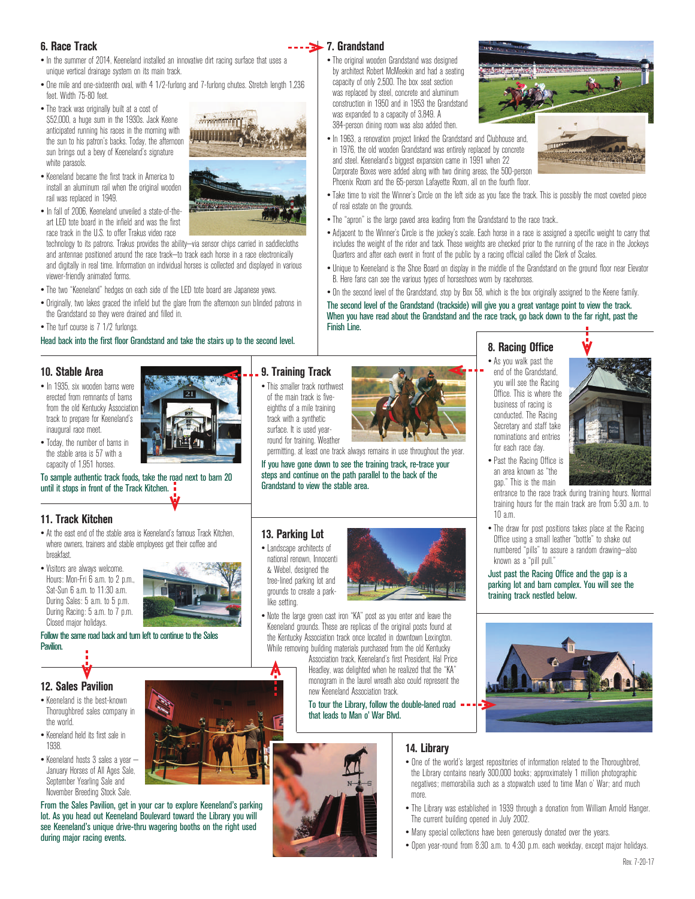## 6. Race Track

- In the summer of 2014, Keeneland installed an innovative dirt racing surface that uses a unique vertical drainage system on its main track.
- One mile and one-sixteenth oval, with 4 1/2-furlong and 7-furlong chutes. Stretch length 1,236 feet. Width 75-80 feet.
- The track was originally built at a cost of $52,000, a huge sum in the 1930s. Jack Keene anticipated running his races in the morning with the sun to his patron's backs. Today, the afternoon sun brings out a bevy of Keeneland's signature white parasols.
- Keeneland became the first track in America to install an aluminum rail when the original wooden rail was replaced in 1949.
- In fall of 2006, Keeneland unveiled a state-of-the-art LED tote board in the infield and was the first race track in the U.S. to offer Trakus video race technology to its patrons. Trakus provides the ability—via sensor chips carried in saddlecloths and antennae positioned around the race track—to track each horse in a race electronically and digitally in real time. Information on individual horses is collected and displayed in various viewer-friendly animated forms.
- The two "Keeneland" hedges on each side of the LED tote board are Japanese yews.
- Originally, two lakes graced the infield but the glare from the afternoon sun blinded patrons in the Grandstand so they were drained and filled in.
- The turf course is 7 1/2 furlongs.

Head back into the first floor Grandstand and take the stairs up to the second level.

## 7. Grandstand

- The original wooden Grandstand was designed by architect Robert McMeekin and had a seating capacity of only 2,500. The box seat section was replaced by steel, concrete and aluminum construction in 1950 and in 1953 the Grandstand was expanded to a capacity of 3,849. A 384-person dining room was also added then.
- In 1963, a renovation project linked the Grandstand and Clubhouse and, in 1976, the old wooden Grandstand was entirely replaced by concrete and steel. Keeneland's biggest expansion came in 1991 when 22 Corporate Boxes were added along with two dining areas, the 500-person Phoenix Room and the 65-person Lafayette Room, all on the fourth floor.
- Take time to visit the Winner's Circle on the left side as you face the track. This is possibly the most coveted piece of real estate on the grounds.
- The "apron" is the large paved area leading from the Grandstand to the race track..
- Adjacent to the Winner's Circle is the jockey's scale. Each horse in a race is assigned a specific weight to carry that includes the weight of the rider and tack. These weights are checked prior to the running of the race in the Jockeys Quarters and after each event in front of the public by a racing official called the Clerk of Scales.
- Unique to Keeneland is the Shoe Board on display in the middle of the Grandstand on the ground floor near Elevator B. Here fans can see the various types of horseshoes worn by racehorses.
- On the second level of the Grandstand, stop by Box 58, which is the box originally assigned to the Keene family.

The second level of the Grandstand (trackside) will give you a great vantage point to view the track. When you have read about the Grandstand and the race track, go back down to the far right, past the Finish Line.

## 8. Racing Office

- As you walk past the end of the Grandstand, you will see the Racing Office. This is where the business of racing is conducted. The Racing Secretary and staff take nominations and entries for each race day.
- Past the Racing Office is an area known as "the gap." This is the main entrance to the race track during training hours. Normal training hours for the main track are from 5:30 a.m. to 10 a.m.
- The draw for post positions takes place at the Racing Office using a small leather "bottle" to shake out numbered "pills" to assure a random drawing—also known as a "pill pull."

Just past the Racing Office and the gap is a parking lot and barn complex. You will see the training track nestled below.

## 9. Training Track

- This smaller track northwest of the main track is five-eighths of a mile training track with a synthetic surface. It is used year-round for training. Weather permitting, at least one track always remains in use throughout the year.

If you have gone down to see the training track, re-trace your steps and continue on the path parallel to the back of the Grandstand to view the stable area.

## 10. Stable Area

- In 1935, six wooden barns were erected from remnants of barns from the old Kentucky Association track to prepare for Keeneland's inaugural race meet.
- Today, the number of barns in the stable area is 57 with a capacity of 1,951 horses.

To sample authentic track foods, take the road next to barn 20 until it stops in front of the Track Kitchen.

## 11. Track Kitchen

- At the east end of the stable area is Keeneland's famous Track Kitchen, where owners, trainers and stable employees get their coffee and breakfast.
- Visitors are always welcome.
  Hours: Mon-Fri 6 a.m. to 2 p.m.,
  Sat-Sun 6 a.m. to 11:30 a.m.
  During Sales: 5 a.m. to 5 p.m.
  During Racing: 5 a.m. to 7 p.m.
  Closed major holidays.

Follow the same road back and turn left to continue to the Sales Pavilion.

## 12. Sales Pavilion

- Keeneland is the best-known Thoroughbred sales company in the world.
- Keeneland held its first sale in 1938.
- Keeneland hosts 3 sales a year – January Horses of All Ages Sale, September Yearling Sale and November Breeding Stock Sale.

From the Sales Pavilion, get in your car to explore Keeneland's parking lot. As you head out Keeneland Boulevard toward the Library you will see Keeneland's unique drive-thru wagering booths on the right used during major racing events.

## 13. Parking Lot

- Landscape architects of national renown, Innocenti & Webel, designed the tree-lined parking lot and grounds to create a park-like setting.
- Note the large green cast iron "KA" post as you enter and leave the Keeneland grounds. These are replicas of the original posts found at the Kentucky Association track once located in downtown Lexington. While removing building materials purchased from the old Kentucky Association track, Keeneland's first President, Hal Price Headley, was delighted when he realized that the "KA" monogram in the laurel wreath also could represent the new Keeneland Association track.

To tour the Library, follow the double-laned road that leads to Man o' War Blvd.

## 14. Library

- One of the world's largest repositories of information related to the Thoroughbred, the Library contains nearly 300,000 books; approximately 1 million photographic negatives; memorabilia such as a stopwatch used to time Man o' War; and much more.
- The Library was established in 1939 through a donation from William Arnold Hanger. The current building opened in July 2002.
- Many special collections have been generously donated over the years.
- Open year-round from 8:30 a.m. to 4:30 p.m. each weekday, except major holidays.

Rev. 7-20-17